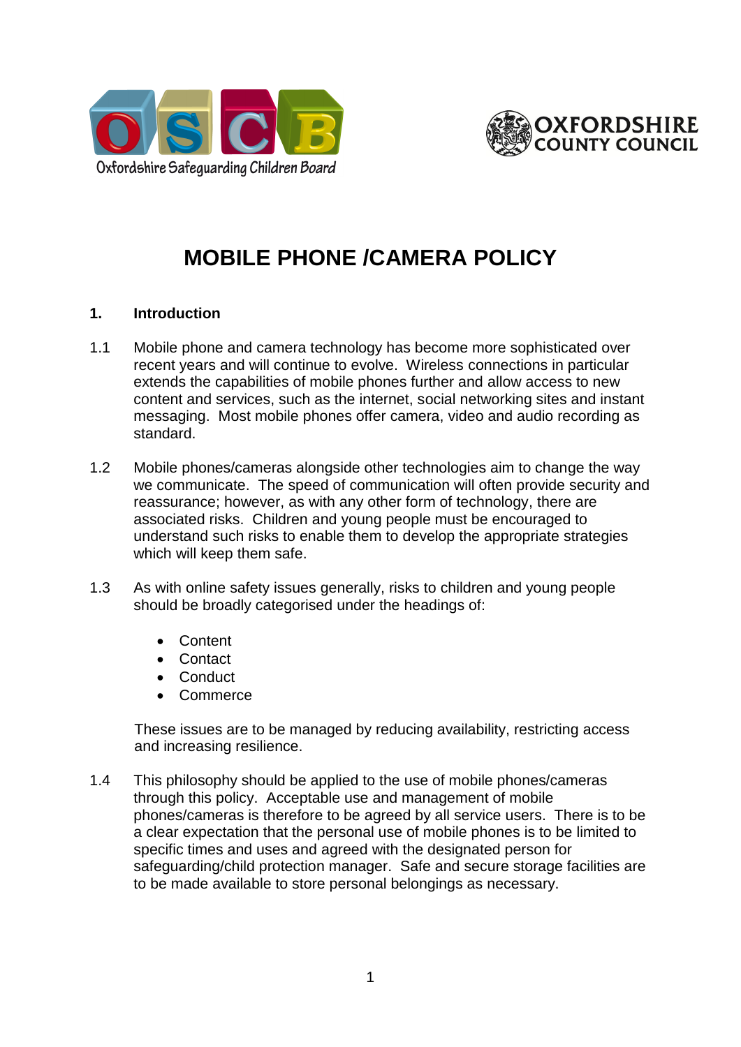Oxfordshire Safeguarding Children Board

OXFORDSHIRE COUNTY COUNCIL

# MOBILE PHONE /CAMERA POLICY

## 1. Introduction

1.1 Mobile phone and camera technology has become more sophisticated over recent years and will continue to evolve. Wireless connections in particular extends the capabilities of mobile phones further and allow access to new content and services, such as the internet, social networking sites and instant messaging. Most mobile phones offer camera, video and audio recording as standard.

1.2 Mobile phones/cameras alongside other technologies aim to change the way we communicate. The speed of communication will often provide security and reassurance; however, as with any other form of technology, there are associated risks. Children and young people must be encouraged to understand such risks to enable them to develop the appropriate strategies which will keep them safe.

1.3 As with online safety issues generally, risks to children and young people should be broadly categorised under the headings of:

- Content
- Contact
- Conduct
- Commerce

These issues are to be managed by reducing availability, restricting access and increasing resilience.

1.4 This philosophy should be applied to the use of mobile phones/cameras through this policy. Acceptable use and management of mobile phones/cameras is therefore to be agreed by all service users. There is to be a clear expectation that the personal use of mobile phones is to be limited to specific times and uses and agreed with the designated person for safeguarding/child protection manager. Safe and secure storage facilities are to be made available to store personal belongings as necessary.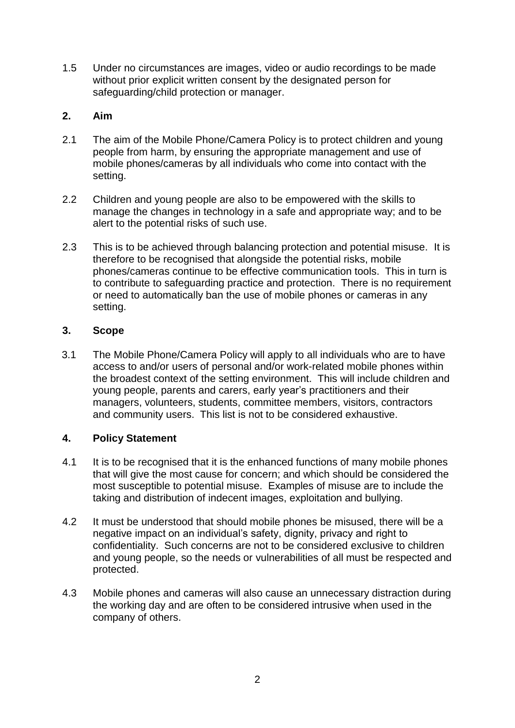1.5 Under no circumstances are images, video or audio recordings to be made without prior explicit written consent by the designated person for safeguarding/child protection or manager.

## 2. Aim

2.1 The aim of the Mobile Phone/Camera Policy is to protect children and young people from harm, by ensuring the appropriate management and use of mobile phones/cameras by all individuals who come into contact with the setting.

2.2 Children and young people are also to be empowered with the skills to manage the changes in technology in a safe and appropriate way; and to be alert to the potential risks of such use.

2.3 This is to be achieved through balancing protection and potential misuse. It is therefore to be recognised that alongside the potential risks, mobile phones/cameras continue to be effective communication tools. This in turn is to contribute to safeguarding practice and protection. There is no requirement or need to automatically ban the use of mobile phones or cameras in any setting.

## 3. Scope

3.1 The Mobile Phone/Camera Policy will apply to all individuals who are to have access to and/or users of personal and/or work-related mobile phones within the broadest context of the setting environment. This will include children and young people, parents and carers, early year's practitioners and their managers, volunteers, students, committee members, visitors, contractors and community users. This list is not to be considered exhaustive.

## 4. Policy Statement

4.1 It is to be recognised that it is the enhanced functions of many mobile phones that will give the most cause for concern; and which should be considered the most susceptible to potential misuse. Examples of misuse are to include the taking and distribution of indecent images, exploitation and bullying.

4.2 It must be understood that should mobile phones be misused, there will be a negative impact on an individual's safety, dignity, privacy and right to confidentiality. Such concerns are not to be considered exclusive to children and young people, so the needs or vulnerabilities of all must be respected and protected.

4.3 Mobile phones and cameras will also cause an unnecessary distraction during the working day and are often to be considered intrusive when used in the company of others.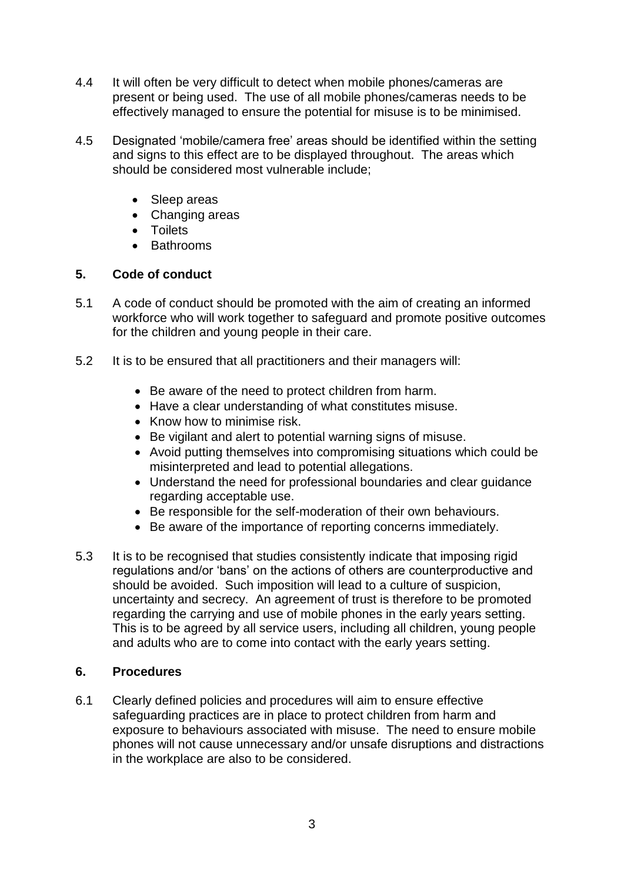4.4 It will often be very difficult to detect when mobile phones/cameras are present or being used. The use of all mobile phones/cameras needs to be effectively managed to ensure the potential for misuse is to be minimised.

4.5 Designated 'mobile/camera free' areas should be identified within the setting and signs to this effect are to be displayed throughout. The areas which should be considered most vulnerable include;

- Sleep areas
- Changing areas
- Toilets
- Bathrooms

## 5. Code of conduct

5.1 A code of conduct should be promoted with the aim of creating an informed workforce who will work together to safeguard and promote positive outcomes for the children and young people in their care.

5.2 It is to be ensured that all practitioners and their managers will:

- Be aware of the need to protect children from harm.
- Have a clear understanding of what constitutes misuse.
- Know how to minimise risk.
- Be vigilant and alert to potential warning signs of misuse.
- Avoid putting themselves into compromising situations which could be misinterpreted and lead to potential allegations.
- Understand the need for professional boundaries and clear guidance regarding acceptable use.
- Be responsible for the self-moderation of their own behaviours.
- Be aware of the importance of reporting concerns immediately.

5.3 It is to be recognised that studies consistently indicate that imposing rigid regulations and/or 'bans' on the actions of others are counterproductive and should be avoided. Such imposition will lead to a culture of suspicion, uncertainty and secrecy. An agreement of trust is therefore to be promoted regarding the carrying and use of mobile phones in the early years setting. This is to be agreed by all service users, including all children, young people and adults who are to come into contact with the early years setting.

## 6. Procedures

6.1 Clearly defined policies and procedures will aim to ensure effective safeguarding practices are in place to protect children from harm and exposure to behaviours associated with misuse. The need to ensure mobile phones will not cause unnecessary and/or unsafe disruptions and distractions in the workplace are also to be considered.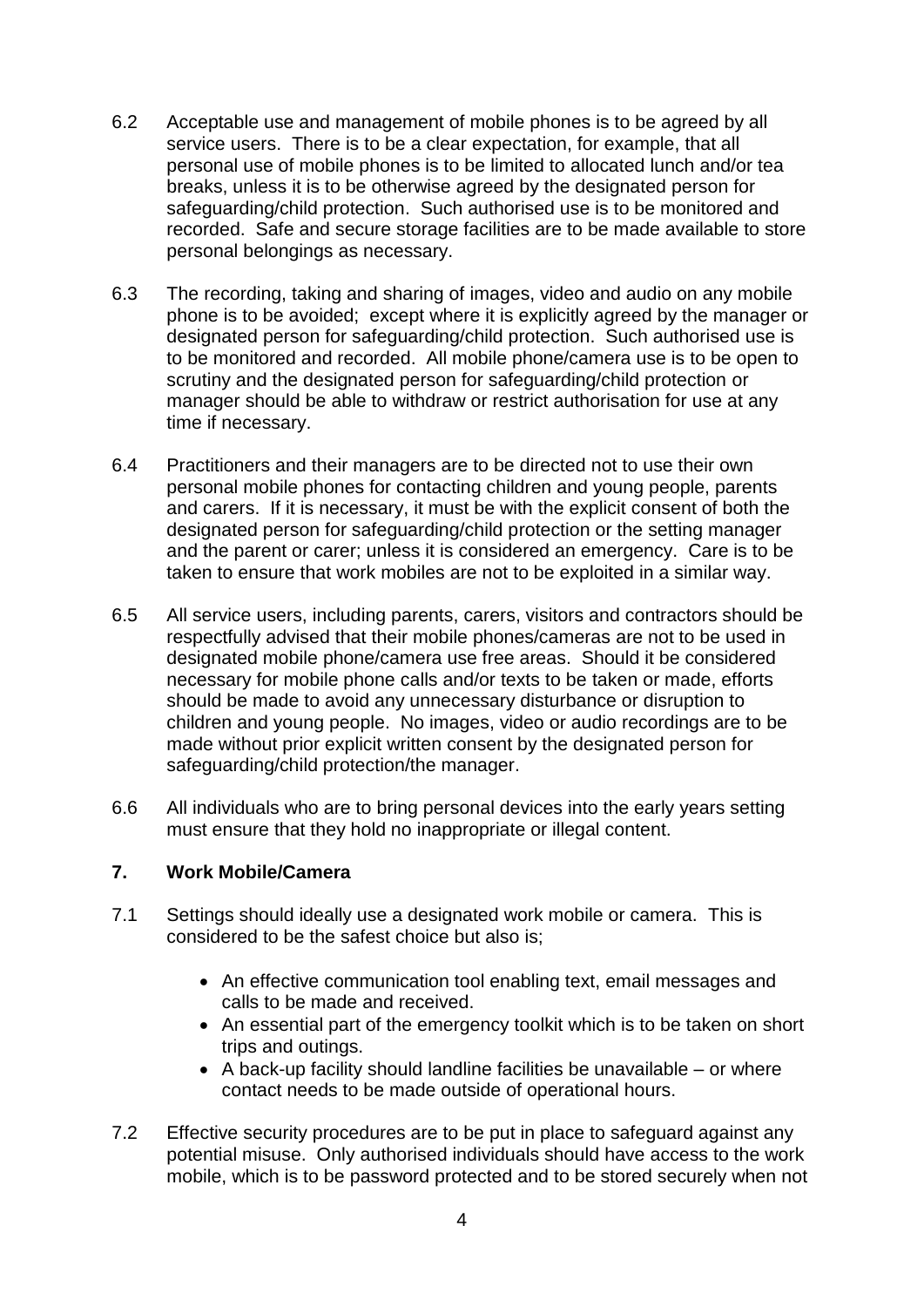6.2 Acceptable use and management of mobile phones is to be agreed by all service users. There is to be a clear expectation, for example, that all personal use of mobile phones is to be limited to allocated lunch and/or tea breaks, unless it is to be otherwise agreed by the designated person for safeguarding/child protection. Such authorised use is to be monitored and recorded. Safe and secure storage facilities are to be made available to store personal belongings as necessary.

6.3 The recording, taking and sharing of images, video and audio on any mobile phone is to be avoided; except where it is explicitly agreed by the manager or designated person for safeguarding/child protection. Such authorised use is to be monitored and recorded. All mobile phone/camera use is to be open to scrutiny and the designated person for safeguarding/child protection or manager should be able to withdraw or restrict authorisation for use at any time if necessary.

6.4 Practitioners and their managers are to be directed not to use their own personal mobile phones for contacting children and young people, parents and carers. If it is necessary, it must be with the explicit consent of both the designated person for safeguarding/child protection or the setting manager and the parent or carer; unless it is considered an emergency. Care is to be taken to ensure that work mobiles are not to be exploited in a similar way.

6.5 All service users, including parents, carers, visitors and contractors should be respectfully advised that their mobile phones/cameras are not to be used in designated mobile phone/camera use free areas. Should it be considered necessary for mobile phone calls and/or texts to be taken or made, efforts should be made to avoid any unnecessary disturbance or disruption to children and young people. No images, video or audio recordings are to be made without prior explicit written consent by the designated person for safeguarding/child protection/the manager.

6.6 All individuals who are to bring personal devices into the early years setting must ensure that they hold no inappropriate or illegal content.

## 7. Work Mobile/Camera

7.1 Settings should ideally use a designated work mobile or camera. This is considered to be the safest choice but also is;

- An effective communication tool enabling text, email messages and calls to be made and received.
- An essential part of the emergency toolkit which is to be taken on short trips and outings.
- A back-up facility should landline facilities be unavailable – or where contact needs to be made outside of operational hours.

7.2 Effective security procedures are to be put in place to safeguard against any potential misuse. Only authorised individuals should have access to the work mobile, which is to be password protected and to be stored securely when not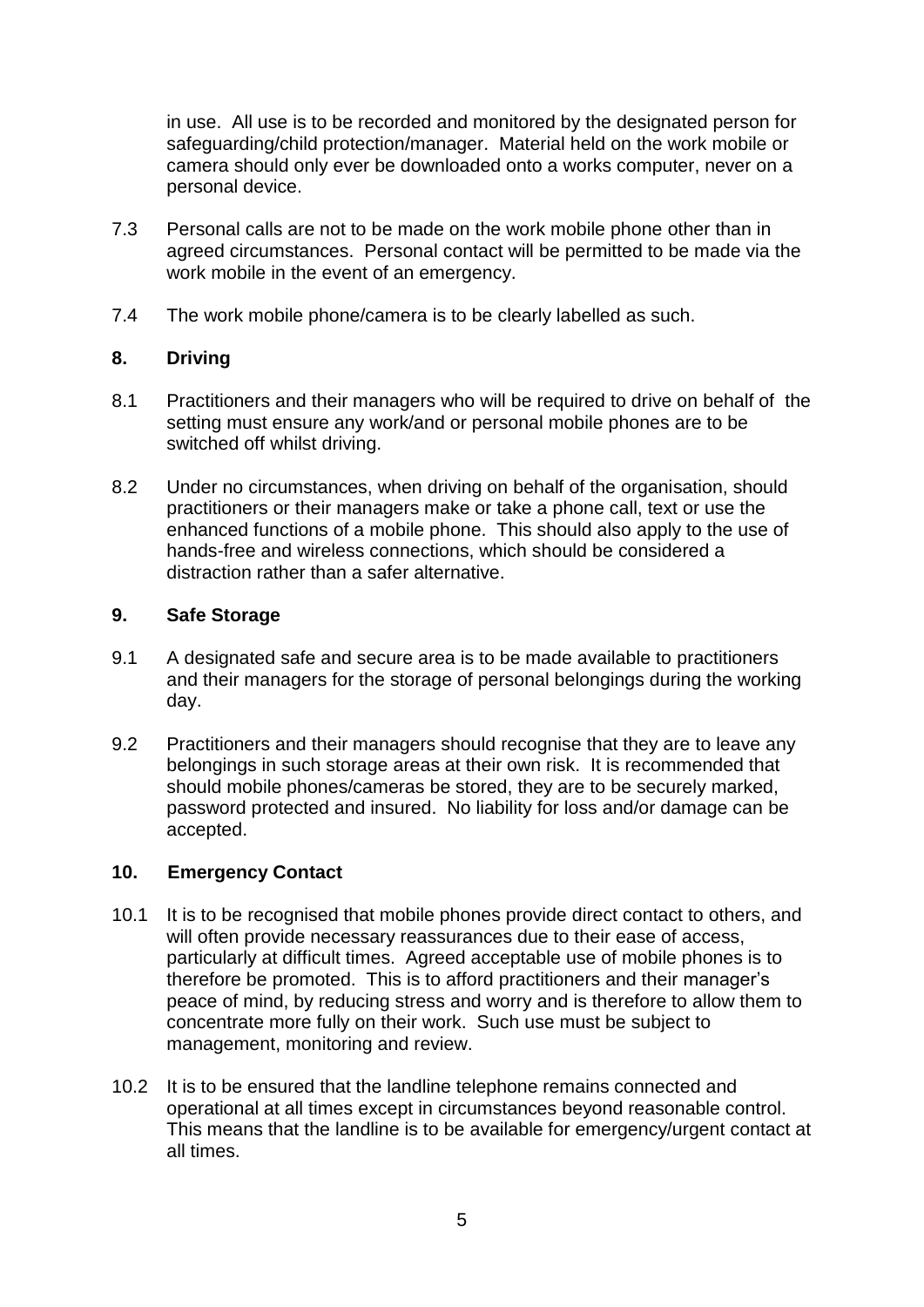in use. All use is to be recorded and monitored by the designated person for safeguarding/child protection/manager. Material held on the work mobile or camera should only ever be downloaded onto a works computer, never on a personal device.

7.3 Personal calls are not to be made on the work mobile phone other than in agreed circumstances. Personal contact will be permitted to be made via the work mobile in the event of an emergency.

7.4 The work mobile phone/camera is to be clearly labelled as such.

## 8. Driving

8.1 Practitioners and their managers who will be required to drive on behalf of the setting must ensure any work/and or personal mobile phones are to be switched off whilst driving.

8.2 Under no circumstances, when driving on behalf of the organisation, should practitioners or their managers make or take a phone call, text or use the enhanced functions of a mobile phone. This should also apply to the use of hands-free and wireless connections, which should be considered a distraction rather than a safer alternative.

## 9. Safe Storage

9.1 A designated safe and secure area is to be made available to practitioners and their managers for the storage of personal belongings during the working day.

9.2 Practitioners and their managers should recognise that they are to leave any belongings in such storage areas at their own risk. It is recommended that should mobile phones/cameras be stored, they are to be securely marked, password protected and insured. No liability for loss and/or damage can be accepted.

## 10. Emergency Contact

10.1 It is to be recognised that mobile phones provide direct contact to others, and will often provide necessary reassurances due to their ease of access, particularly at difficult times. Agreed acceptable use of mobile phones is to therefore be promoted. This is to afford practitioners and their manager's peace of mind, by reducing stress and worry and is therefore to allow them to concentrate more fully on their work. Such use must be subject to management, monitoring and review.

10.2 It is to be ensured that the landline telephone remains connected and operational at all times except in circumstances beyond reasonable control. This means that the landline is to be available for emergency/urgent contact at all times.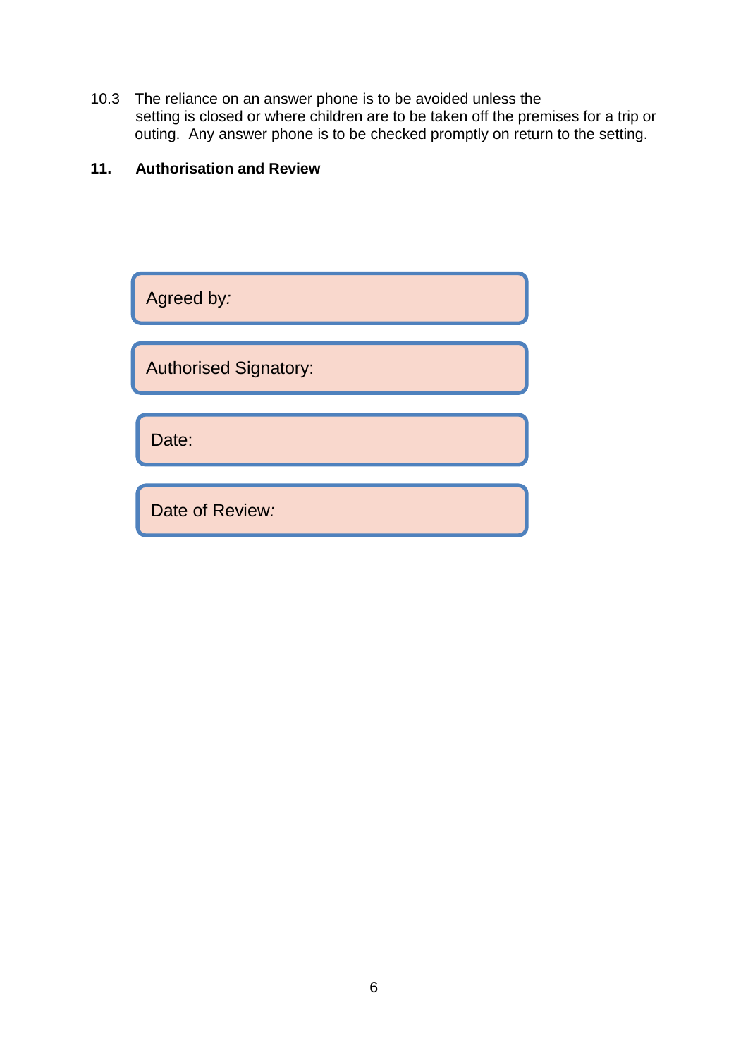10.3 The reliance on an answer phone is to be avoided unless the setting is closed or where children are to be taken off the premises for a trip or outing. Any answer phone is to be checked promptly on return to the setting.

## 11. Authorisation and Review

Agreed by*:*

Authorised Signatory:

Date:

Date of Review*:*